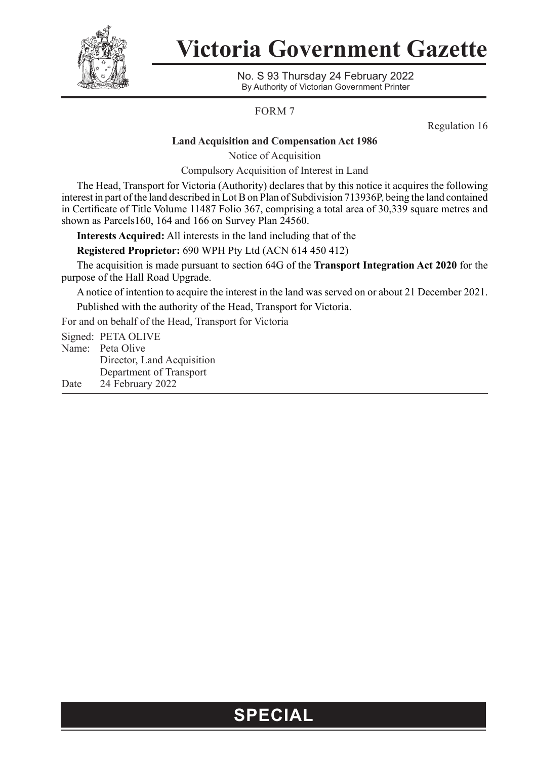# Victoria Government Gazette

No. S 93 Thursday 24 February 2022
By Authority of Victorian Government Printer

FORM 7

Regulation 16

**Land Acquisition and Compensation Act 1986**

Notice of Acquisition

Compulsory Acquisition of Interest in Land

The Head, Transport for Victoria (Authority) declares that by this notice it acquires the following interest in part of the land described in Lot B on Plan of Subdivision 713936P, being the land contained in Certificate of Title Volume 11487 Folio 367, comprising a total area of 30,339 square metres and shown as Parcels160, 164 and 166 on Survey Plan 24560.

**Interests Acquired:** All interests in the land including that of the

**Registered Proprietor:** 690 WPH Pty Ltd (ACN 614 450 412)

The acquisition is made pursuant to section 64G of the **Transport Integration Act 2020** for the purpose of the Hall Road Upgrade.

A notice of intention to acquire the interest in the land was served on or about 21 December 2021.

Published with the authority of the Head, Transport for Victoria.

For and on behalf of the Head, Transport for Victoria

Signed: PETA OLIVE
Name: Peta Olive
Director, Land Acquisition
Department of Transport
Date 24 February 2022

**SPECIAL**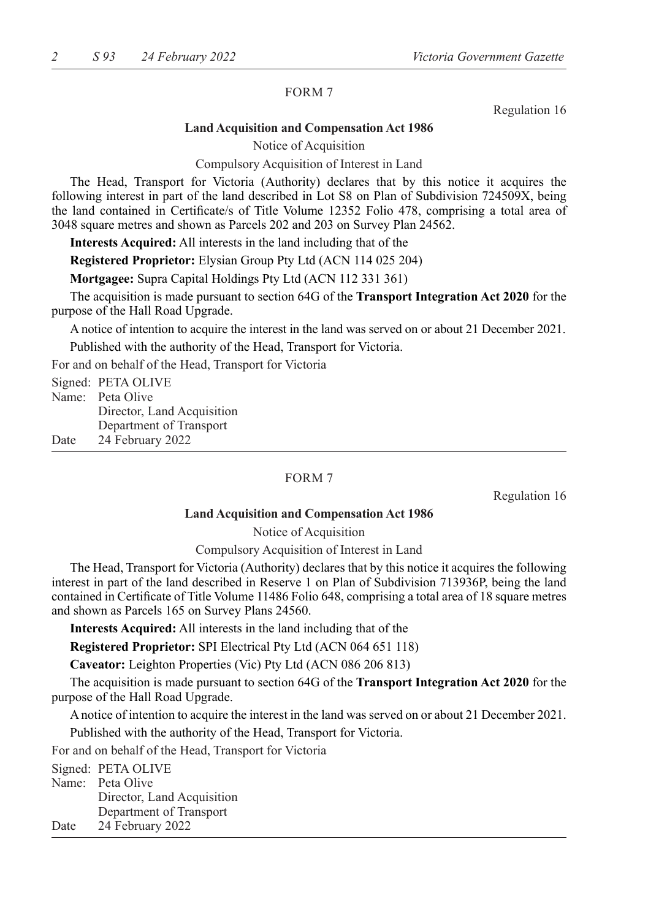FORM 7

Regulation 16

**Land Acquisition and Compensation Act 1986**

Notice of Acquisition

Compulsory Acquisition of Interest in Land

The Head, Transport for Victoria (Authority) declares that by this notice it acquires the following interest in part of the land described in Lot S8 on Plan of Subdivision 724509X, being the land contained in Certificate/s of Title Volume 12352 Folio 478, comprising a total area of 3048 square metres and shown as Parcels 202 and 203 on Survey Plan 24562.

**Interests Acquired:** All interests in the land including that of the

**Registered Proprietor:** Elysian Group Pty Ltd (ACN 114 025 204)

**Mortgagee:** Supra Capital Holdings Pty Ltd (ACN 112 331 361)

The acquisition is made pursuant to section 64G of the **Transport Integration Act 2020** for the purpose of the Hall Road Upgrade.

A notice of intention to acquire the interest in the land was served on or about 21 December 2021.

Published with the authority of the Head, Transport for Victoria.

For and on behalf of the Head, Transport for Victoria

Signed: PETA OLIVE
Name: Peta Olive
Director, Land Acquisition
Department of Transport
Date 24 February 2022

---

FORM 7

Regulation 16

**Land Acquisition and Compensation Act 1986**

Notice of Acquisition

Compulsory Acquisition of Interest in Land

The Head, Transport for Victoria (Authority) declares that by this notice it acquires the following interest in part of the land described in Reserve 1 on Plan of Subdivision 713936P, being the land contained in Certificate of Title Volume 11486 Folio 648, comprising a total area of 18 square metres and shown as Parcels 165 on Survey Plans 24560.

**Interests Acquired:** All interests in the land including that of the

**Registered Proprietor:** SPI Electrical Pty Ltd (ACN 064 651 118)

**Caveator:** Leighton Properties (Vic) Pty Ltd (ACN 086 206 813)

The acquisition is made pursuant to section 64G of the **Transport Integration Act 2020** for the purpose of the Hall Road Upgrade.

A notice of intention to acquire the interest in the land was served on or about 21 December 2021.

Published with the authority of the Head, Transport for Victoria.

For and on behalf of the Head, Transport for Victoria

Signed: PETA OLIVE
Name: Peta Olive
Director, Land Acquisition
Department of Transport
Date 24 February 2022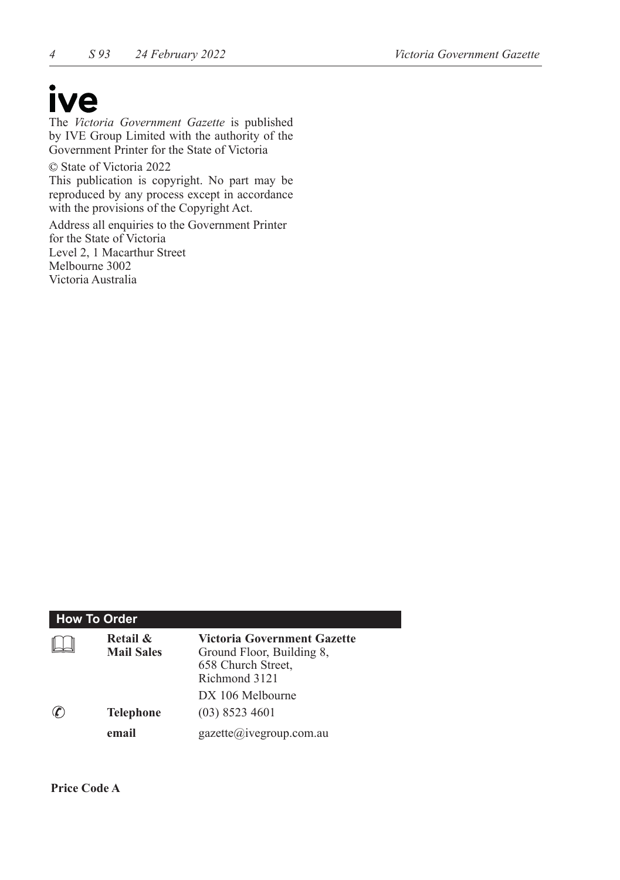ive

The *Victoria Government Gazette* is published by IVE Group Limited with the authority of the Government Printer for the State of Victoria

© State of Victoria 2022

This publication is copyright. No part may be reproduced by any process except in accordance with the provisions of the Copyright Act.

Address all enquiries to the Government Printer for the State of Victoria
Level 2, 1 Macarthur Street
Melbourne 3002
Victoria Australia

**How To Order**

| | | |
|---|---|---|
| | **Retail & Mail Sales** | **Victoria Government Gazette**<br>Ground Floor, Building 8,<br>658 Church Street,<br>Richmond 3121<br>DX 106 Melbourne |
| | **Telephone** | (03) 8523 4601 |
| | **email** | gazette@ivegroup.com.au |

**Price Code A**